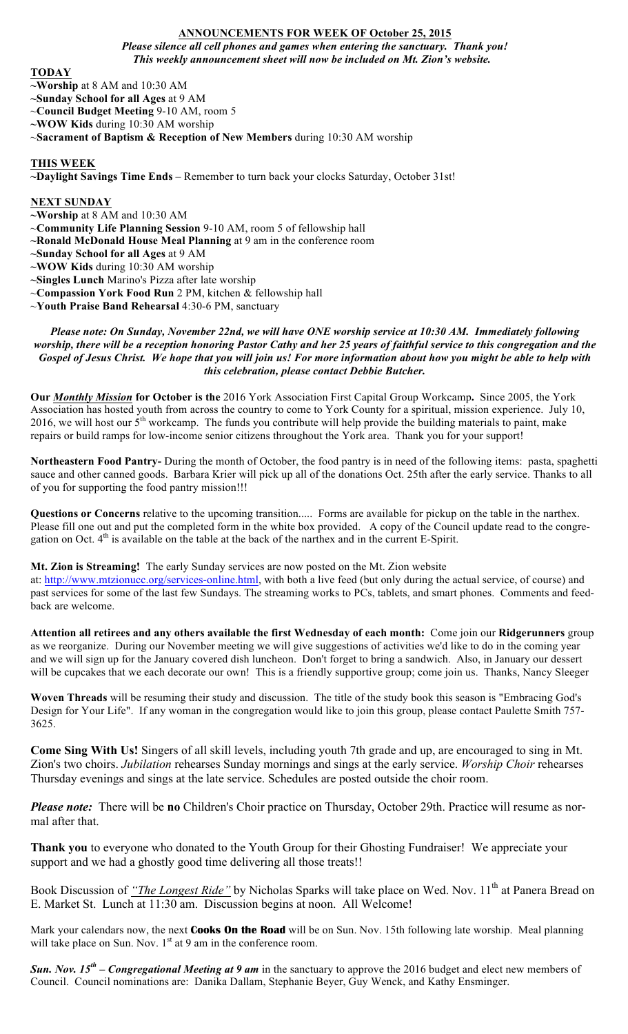## ANNOUNCEMENTS FOR WEEK OF October 25, 2015

***Please silence all cell phones and games when entering the sanctuary. Thank you!***
***This weekly announcement sheet will now be included on Mt. Zion's website.***

### TODAY

~**Worship** at 8 AM and 10:30 AM
~**Sunday School for all Ages** at 9 AM
~**Council Budget Meeting** 9-10 AM, room 5
~**WOW Kids** during 10:30 AM worship
~**Sacrament of Baptism & Reception of New Members** during 10:30 AM worship

### THIS WEEK

~**Daylight Savings Time Ends** – Remember to turn back your clocks Saturday, October 31st!

### NEXT SUNDAY

~**Worship** at 8 AM and 10:30 AM
~**Community Life Planning Session** 9-10 AM, room 5 of fellowship hall
~**Ronald McDonald House Meal Planning** at 9 am in the conference room
~**Sunday School for all Ages** at 9 AM
~**WOW Kids** during 10:30 AM worship
~**Singles Lunch** Marino's Pizza after late worship
~**Compassion York Food Run** 2 PM, kitchen & fellowship hall
~**Youth Praise Band Rehearsal** 4:30-6 PM, sanctuary

***Please note: On Sunday, November 22nd, we will have ONE worship service at 10:30 AM. Immediately following worship, there will be a reception honoring Pastor Cathy and her 25 years of faithful service to this congregation and the Gospel of Jesus Christ. We hope that you will join us! For more information about how you might be able to help with this celebration, please contact Debbie Butcher.***

**Our *Monthly Mission* for October is the** 2016 York Association First Capital Group Workcamp**.** Since 2005, the York Association has hosted youth from across the country to come to York County for a spiritual, mission experience. July 10, 2016, we will host our 5th workcamp. The funds you contribute will help provide the building materials to paint, make repairs or build ramps for low-income senior citizens throughout the York area. Thank you for your support!

**Northeastern Food Pantry-** During the month of October, the food pantry is in need of the following items: pasta, spaghetti sauce and other canned goods. Barbara Krier will pick up all of the donations Oct. 25th after the early service. Thanks to all of you for supporting the food pantry mission!!!

**Questions or Concerns** relative to the upcoming transition..... Forms are available for pickup on the table in the narthex. Please fill one out and put the completed form in the white box provided. A copy of the Council update read to the congregation on Oct. 4th is available on the table at the back of the narthex and in the current E-Spirit.

**Mt. Zion is Streaming!** The early Sunday services are now posted on the Mt. Zion website at: http://www.mtzionucc.org/services-online.html, with both a live feed (but only during the actual service, of course) and past services for some of the last few Sundays. The streaming works to PCs, tablets, and smart phones. Comments and feedback are welcome.

**Attention all retirees and any others available the first Wednesday of each month:** Come join our **Ridgerunners** group as we reorganize. During our November meeting we will give suggestions of activities we'd like to do in the coming year and we will sign up for the January covered dish luncheon. Don't forget to bring a sandwich. Also, in January our dessert will be cupcakes that we each decorate our own! This is a friendly supportive group; come join us. Thanks, Nancy Sleeger

**Woven Threads** will be resuming their study and discussion. The title of the study book this season is "Embracing God's Design for Your Life". If any woman in the congregation would like to join this group, please contact Paulette Smith 757-3625.

**Come Sing With Us!** Singers of all skill levels, including youth 7th grade and up, are encouraged to sing in Mt. Zion's two choirs. *Jubilation* rehearses Sunday mornings and sings at the early service. *Worship Choir* rehearses Thursday evenings and sings at the late service. Schedules are posted outside the choir room.

***Please note:*** There will be **no** Children's Choir practice on Thursday, October 29th. Practice will resume as normal after that.

**Thank you** to everyone who donated to the Youth Group for their Ghosting Fundraiser! We appreciate your support and we had a ghostly good time delivering all those treats!!

Book Discussion of *"The Longest Ride"* by Nicholas Sparks will take place on Wed. Nov. 11th at Panera Bread on E. Market St. Lunch at 11:30 am. Discussion begins at noon. All Welcome!

Mark your calendars now, the next **Cooks On the Road** will be on Sun. Nov. 15th following late worship. Meal planning will take place on Sun. Nov. 1st at 9 am in the conference room.

***Sun. Nov. 15th – Congregational Meeting at 9 am*** in the sanctuary to approve the 2016 budget and elect new members of Council. Council nominations are: Danika Dallam, Stephanie Beyer, Guy Wenck, and Kathy Ensminger.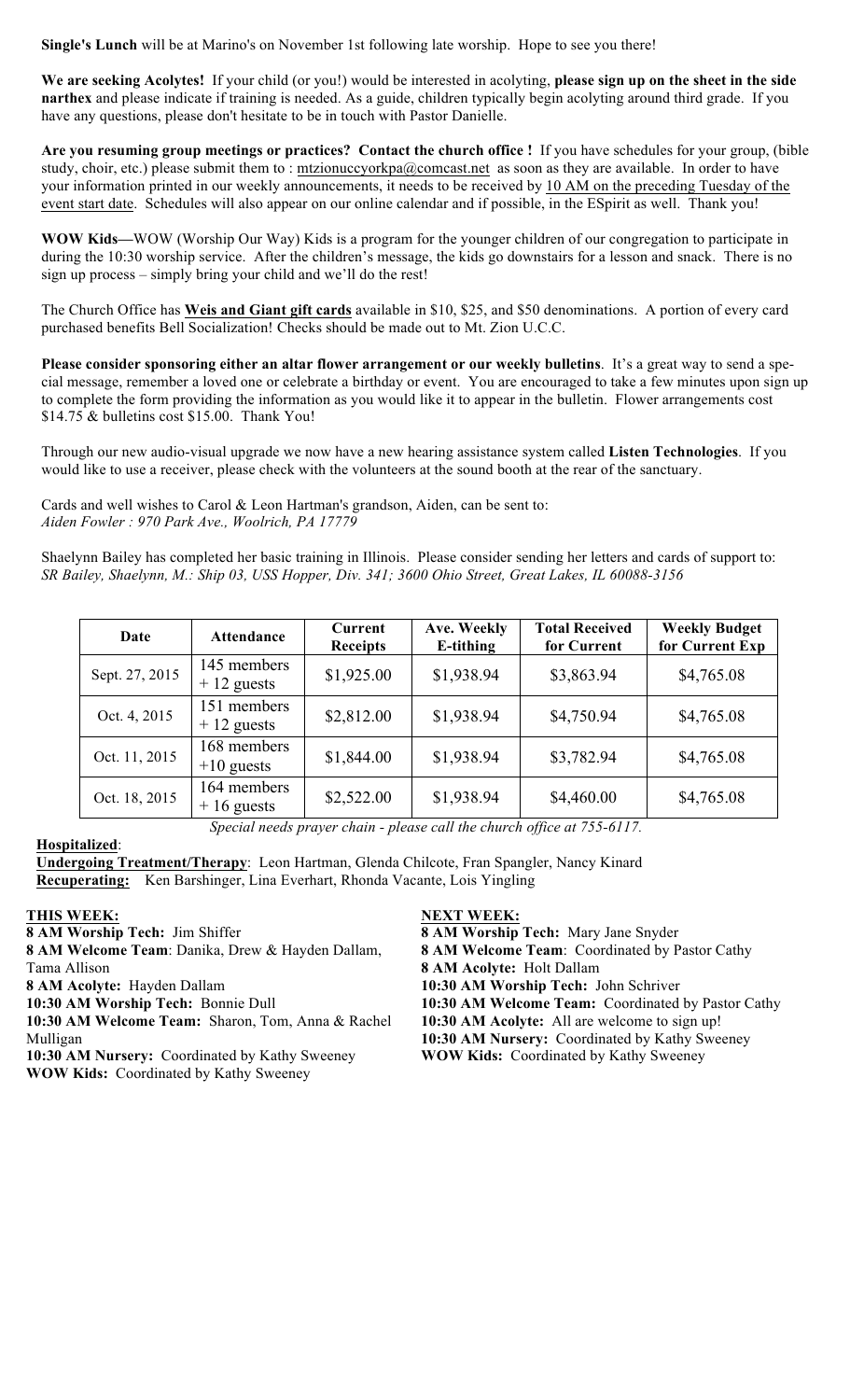**Single's Lunch** will be at Marino's on November 1st following late worship. Hope to see you there!

**We are seeking Acolytes!** If your child (or you!) would be interested in acolyting, **please sign up on the sheet in the side narthex** and please indicate if training is needed. As a guide, children typically begin acolyting around third grade. If you have any questions, please don't hesitate to be in touch with Pastor Danielle.

**Are you resuming group meetings or practices? Contact the church office !** If you have schedules for your group, (bible study, choir, etc.) please submit them to : mtzionuccyorkpa@comcast.net as soon as they are available. In order to have your information printed in our weekly announcements, it needs to be received by 10 AM on the preceding Tuesday of the event start date. Schedules will also appear on our online calendar and if possible, in the ESpirit as well. Thank you!

**WOW Kids—**WOW (Worship Our Way) Kids is a program for the younger children of our congregation to participate in during the 10:30 worship service. After the children's message, the kids go downstairs for a lesson and snack. There is no sign up process – simply bring your child and we'll do the rest!

The Church Office has **Weis and Giant gift cards** available in $10, $25, and $50 denominations. A portion of every card purchased benefits Bell Socialization! Checks should be made out to Mt. Zion U.C.C.

**Please consider sponsoring either an altar flower arrangement or our weekly bulletins**. It's a great way to send a special message, remember a loved one or celebrate a birthday or event. You are encouraged to take a few minutes upon sign up to complete the form providing the information as you would like it to appear in the bulletin. Flower arrangements cost $14.75 & bulletins cost $15.00. Thank You!

Through our new audio-visual upgrade we now have a new hearing assistance system called **Listen Technologies**. If you would like to use a receiver, please check with the volunteers at the sound booth at the rear of the sanctuary.

Cards and well wishes to Carol & Leon Hartman's grandson, Aiden, can be sent to:
*Aiden Fowler : 970 Park Ave., Woolrich, PA 17779*

Shaelynn Bailey has completed her basic training in Illinois. Please consider sending her letters and cards of support to:
*SR Bailey, Shaelynn, M.: Ship 03, USS Hopper, Div. 341; 3600 Ohio Street, Great Lakes, IL 60088-3156*

| Date | Attendance | Current Receipts | Ave. Weekly E-tithing | Total Received for Current | Weekly Budget for Current Exp |
|---|---|---|---|---|---|
| Sept. 27, 2015 | 145 members + 12 guests | $1,925.00 | $1,938.94 | $3,863.94 | $4,765.08 |
| Oct. 4, 2015 | 151 members + 12 guests | $2,812.00 | $1,938.94 | $4,750.94 | $4,765.08 |
| Oct. 11, 2015 | 168 members +10 guests | $1,844.00 | $1,938.94 | $3,782.94 | $4,765.08 |
| Oct. 18, 2015 | 164 members + 16 guests | $2,522.00 | $1,938.94 | $4,460.00 | $4,765.08 |

*Special needs prayer chain - please call the church office at 755-6117.*

**Hospitalized**:

**Undergoing Treatment/Therapy**: Leon Hartman, Glenda Chilcote, Fran Spangler, Nancy Kinard

**Recuperating:** Ken Barshinger, Lina Everhart, Rhonda Vacante, Lois Yingling

**THIS WEEK:**

**8 AM Worship Tech:** Jim Shiffer
**8 AM Welcome Team**: Danika, Drew & Hayden Dallam, Tama Allison
**8 AM Acolyte:** Hayden Dallam
**10:30 AM Worship Tech:** Bonnie Dull
**10:30 AM Welcome Team:** Sharon, Tom, Anna & Rachel Mulligan
**10:30 AM Nursery:** Coordinated by Kathy Sweeney
**WOW Kids:** Coordinated by Kathy Sweeney

**NEXT WEEK:**

**8 AM Worship Tech:** Mary Jane Snyder
**8 AM Welcome Team**: Coordinated by Pastor Cathy
**8 AM Acolyte:** Holt Dallam
**10:30 AM Worship Tech:** John Schriver
**10:30 AM Welcome Team:** Coordinated by Pastor Cathy
**10:30 AM Acolyte:** All are welcome to sign up!
**10:30 AM Nursery:** Coordinated by Kathy Sweeney
**WOW Kids:** Coordinated by Kathy Sweeney